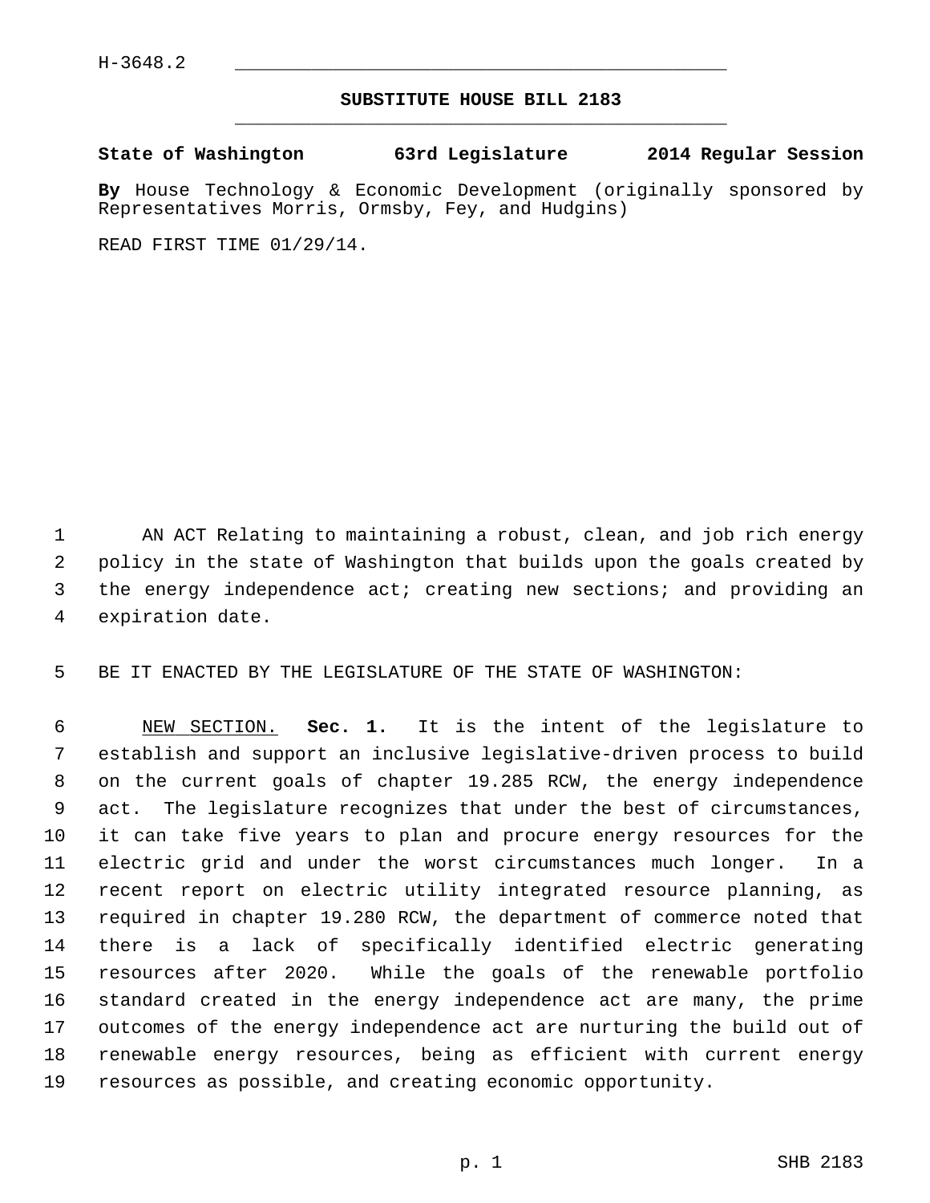H-3648.2

# SUBSTITUTE HOUSE BILL 2183

**State of Washington 63rd Legislature 2014 Regular Session**

**By** House Technology & Economic Development (originally sponsored by Representatives Morris, Ormsby, Fey, and Hudgins)

READ FIRST TIME 01/29/14.

AN ACT Relating to maintaining a robust, clean, and job rich energy policy in the state of Washington that builds upon the goals created by the energy independence act; creating new sections; and providing an expiration date.

BE IT ENACTED BY THE LEGISLATURE OF THE STATE OF WASHINGTON:

NEW SECTION. **Sec. 1.** It is the intent of the legislature to establish and support an inclusive legislative-driven process to build on the current goals of chapter 19.285 RCW, the energy independence act. The legislature recognizes that under the best of circumstances, it can take five years to plan and procure energy resources for the electric grid and under the worst circumstances much longer. In a recent report on electric utility integrated resource planning, as required in chapter 19.280 RCW, the department of commerce noted that there is a lack of specifically identified electric generating resources after 2020. While the goals of the renewable portfolio standard created in the energy independence act are many, the prime outcomes of the energy independence act are nurturing the build out of renewable energy resources, being as efficient with current energy resources as possible, and creating economic opportunity.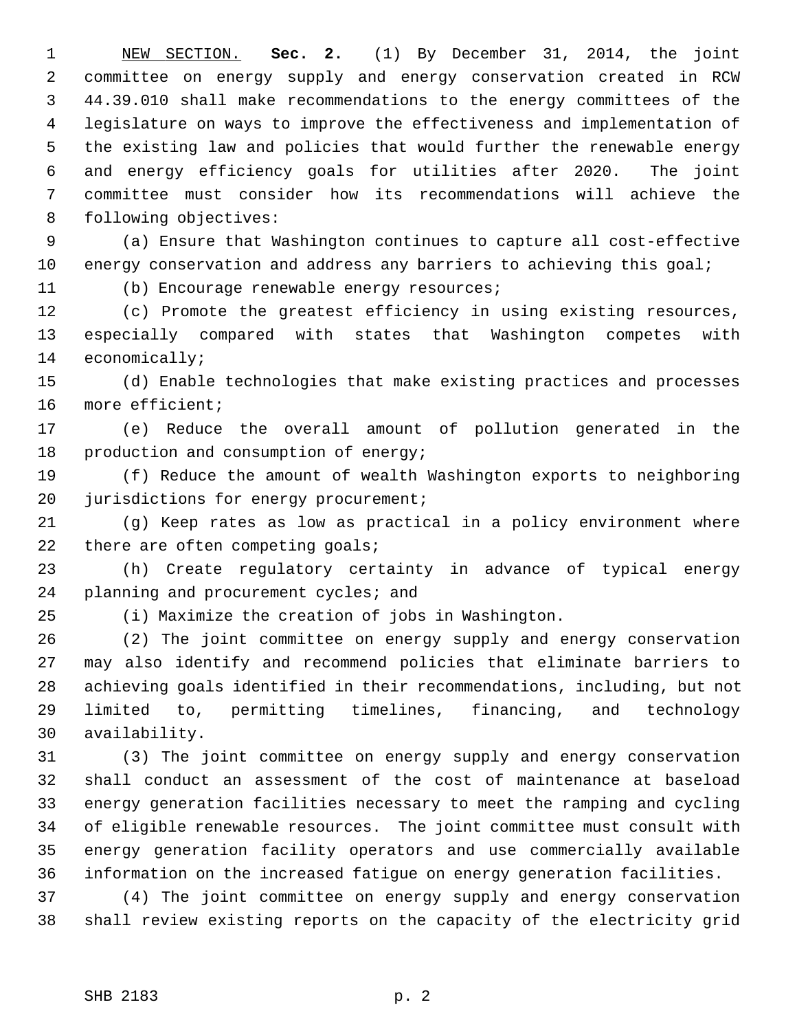NEW SECTION. **Sec. 2.** (1) By December 31, 2014, the joint committee on energy supply and energy conservation created in RCW 44.39.010 shall make recommendations to the energy committees of the legislature on ways to improve the effectiveness and implementation of the existing law and policies that would further the renewable energy and energy efficiency goals for utilities after 2020. The joint committee must consider how its recommendations will achieve the following objectives:

(a) Ensure that Washington continues to capture all cost-effective energy conservation and address any barriers to achieving this goal;

(b) Encourage renewable energy resources;

(c) Promote the greatest efficiency in using existing resources, especially compared with states that Washington competes with economically;

(d) Enable technologies that make existing practices and processes more efficient;

(e) Reduce the overall amount of pollution generated in the production and consumption of energy;

(f) Reduce the amount of wealth Washington exports to neighboring jurisdictions for energy procurement;

(g) Keep rates as low as practical in a policy environment where there are often competing goals;

(h) Create regulatory certainty in advance of typical energy planning and procurement cycles; and

(i) Maximize the creation of jobs in Washington.

(2) The joint committee on energy supply and energy conservation may also identify and recommend policies that eliminate barriers to achieving goals identified in their recommendations, including, but not limited to, permitting timelines, financing, and technology availability.

(3) The joint committee on energy supply and energy conservation shall conduct an assessment of the cost of maintenance at baseload energy generation facilities necessary to meet the ramping and cycling of eligible renewable resources. The joint committee must consult with energy generation facility operators and use commercially available information on the increased fatigue on energy generation facilities.

(4) The joint committee on energy supply and energy conservation shall review existing reports on the capacity of the electricity grid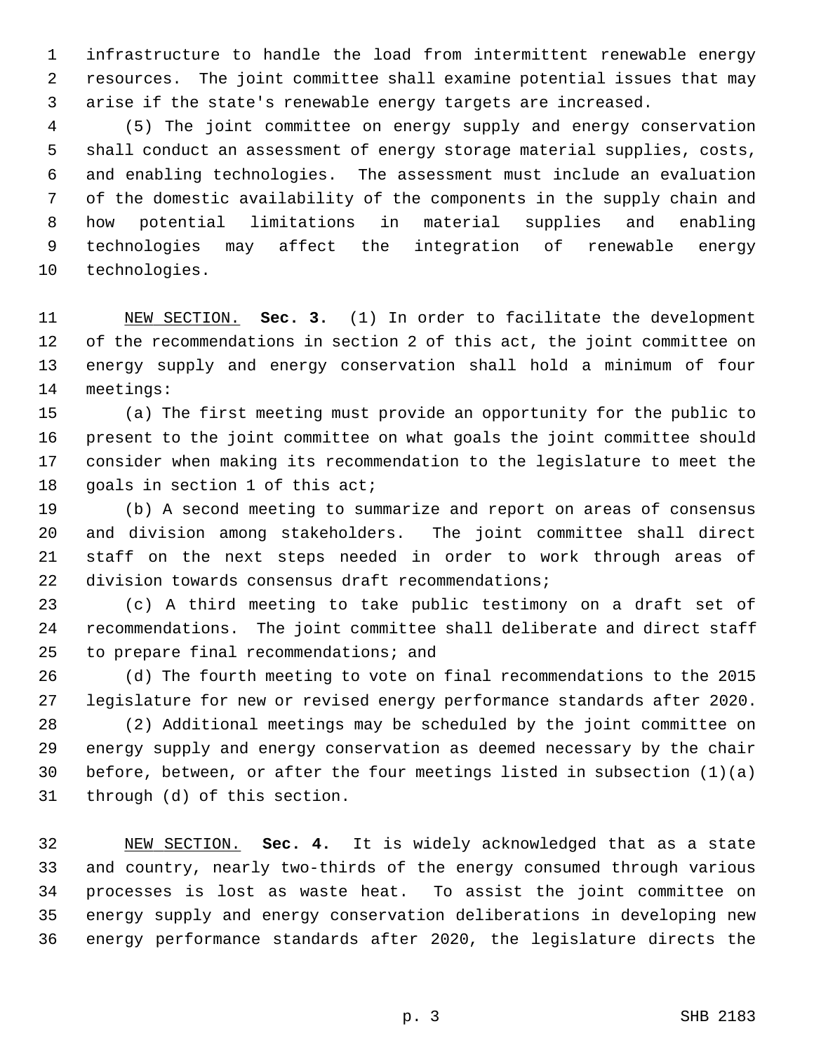infrastructure to handle the load from intermittent renewable energy resources. The joint committee shall examine potential issues that may arise if the state's renewable energy targets are increased.

(5) The joint committee on energy supply and energy conservation shall conduct an assessment of energy storage material supplies, costs, and enabling technologies. The assessment must include an evaluation of the domestic availability of the components in the supply chain and how potential limitations in material supplies and enabling technologies may affect the integration of renewable energy technologies.

NEW SECTION. **Sec. 3.** (1) In order to facilitate the development of the recommendations in section 2 of this act, the joint committee on energy supply and energy conservation shall hold a minimum of four meetings:

(a) The first meeting must provide an opportunity for the public to present to the joint committee on what goals the joint committee should consider when making its recommendation to the legislature to meet the goals in section 1 of this act;

(b) A second meeting to summarize and report on areas of consensus and division among stakeholders. The joint committee shall direct staff on the next steps needed in order to work through areas of division towards consensus draft recommendations;

(c) A third meeting to take public testimony on a draft set of recommendations. The joint committee shall deliberate and direct staff to prepare final recommendations; and

(d) The fourth meeting to vote on final recommendations to the 2015 legislature for new or revised energy performance standards after 2020.

(2) Additional meetings may be scheduled by the joint committee on energy supply and energy conservation as deemed necessary by the chair before, between, or after the four meetings listed in subsection (1)(a) through (d) of this section.

NEW SECTION. **Sec. 4.** It is widely acknowledged that as a state and country, nearly two-thirds of the energy consumed through various processes is lost as waste heat. To assist the joint committee on energy supply and energy conservation deliberations in developing new energy performance standards after 2020, the legislature directs the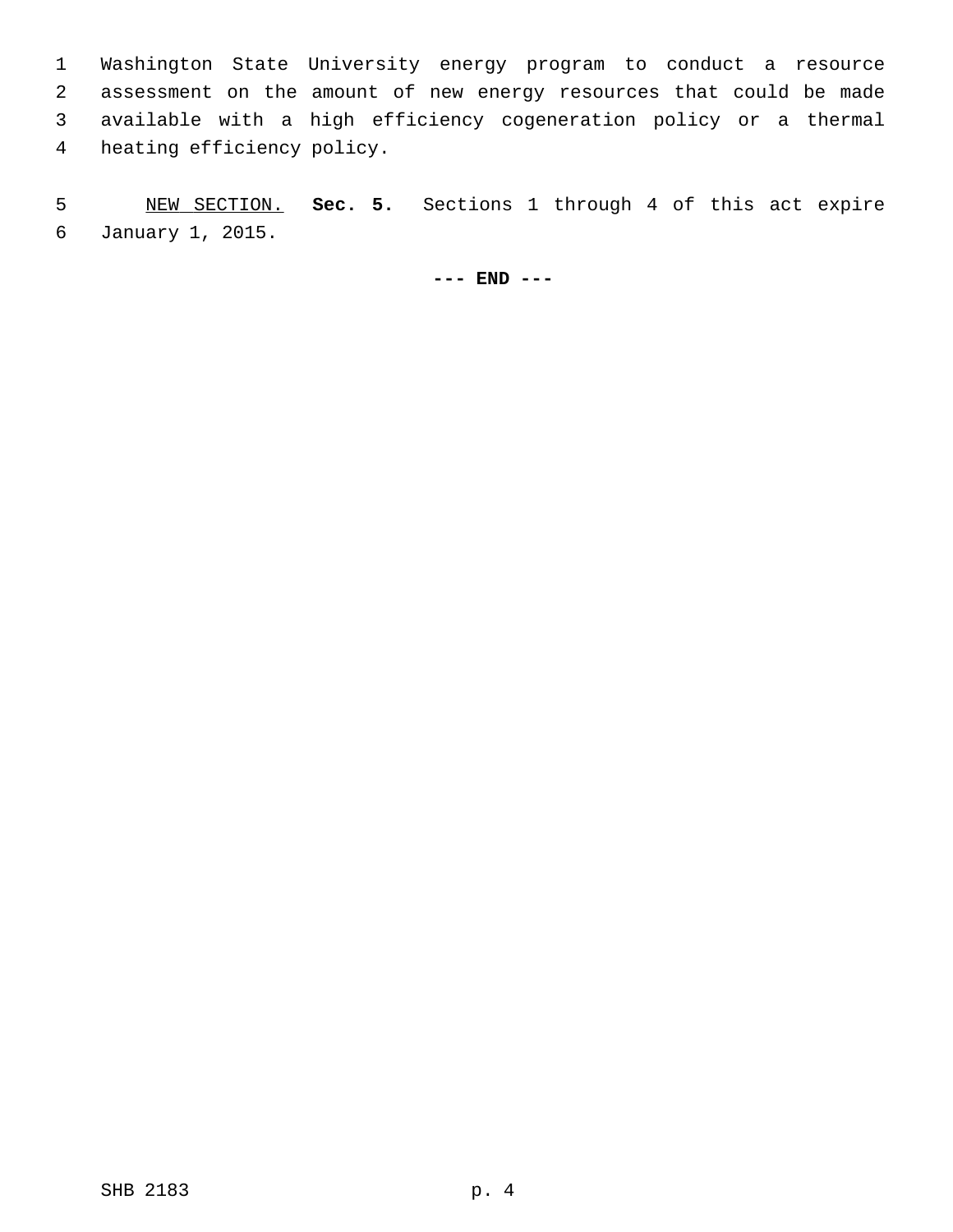Washington State University energy program to conduct a resource assessment on the amount of new energy resources that could be made available with a high efficiency cogeneration policy or a thermal heating efficiency policy.

NEW SECTION. **Sec. 5.** Sections 1 through 4 of this act expire January 1, 2015.

**--- END ---**